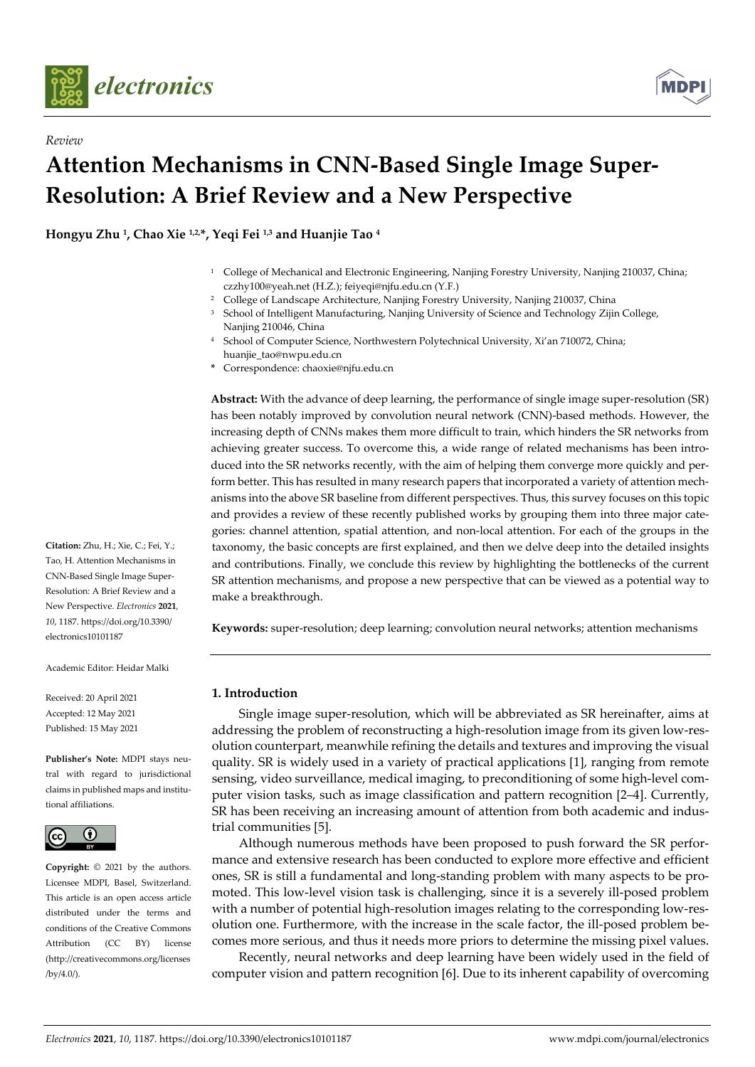*Review*

# Attention Mechanisms in CNN-Based Single Image Super-Resolution: A Brief Review and a New Perspective

**Hongyu Zhu [1], Chao Xie [1,2,*], Yeqi Fei [1,3] and Huanjie Tao [4]**

[1] College of Mechanical and Electronic Engineering, Nanjing Forestry University, Nanjing 210037, China; czzhy100@yeah.net (H.Z.); feiyeqi@njfu.edu.cn (Y.F.)
[2] College of Landscape Architecture, Nanjing Forestry University, Nanjing 210037, China
[3] School of Intelligent Manufacturing, Nanjing University of Science and Technology Zijin College, Nanjing 210046, China
[4] School of Computer Science, Northwestern Polytechnical University, Xi'an 710072, China; huanjie_tao@nwpu.edu.cn
* Correspondence: chaoxie@njfu.edu.cn

**Citation:** Zhu, H.; Xie, C.; Fei, Y.; Tao, H. Attention Mechanisms in CNN-Based Single Image Super-Resolution: A Brief Review and a New Perspective. *Electronics* **2021**, *10*, 1187. https://doi.org/10.3390/electronics10101187

Academic Editor: Heidar Malki

Received: 20 April 2021
Accepted: 12 May 2021
Published: 15 May 2021

**Publisher's Note:** MDPI stays neutral with regard to jurisdictional claims in published maps and institutional affiliations.

**Copyright:** © 2021 by the authors. Licensee MDPI, Basel, Switzerland. This article is an open access article distributed under the terms and conditions of the Creative Commons Attribution (CC BY) license (http://creativecommons.org/licenses/by/4.0/).

**Abstract:** With the advance of deep learning, the performance of single image super-resolution (SR) has been notably improved by convolution neural network (CNN)-based methods. However, the increasing depth of CNNs makes them more difficult to train, which hinders the SR networks from achieving greater success. To overcome this, a wide range of related mechanisms has been introduced into the SR networks recently, with the aim of helping them converge more quickly and perform better. This has resulted in many research papers that incorporated a variety of attention mechanisms into the above SR baseline from different perspectives. Thus, this survey focuses on this topic and provides a review of these recently published works by grouping them into three major categories: channel attention, spatial attention, and non-local attention. For each of the groups in the taxonomy, the basic concepts are first explained, and then we delve deep into the detailed insights and contributions. Finally, we conclude this review by highlighting the bottlenecks of the current SR attention mechanisms, and propose a new perspective that can be viewed as a potential way to make a breakthrough.

**Keywords:** super-resolution; deep learning; convolution neural networks; attention mechanisms

## 1. Introduction

Single image super-resolution, which will be abbreviated as SR hereinafter, aims at addressing the problem of reconstructing a high-resolution image from its given low-resolution counterpart, meanwhile refining the details and textures and improving the visual quality. SR is widely used in a variety of practical applications [1], ranging from remote sensing, video surveillance, medical imaging, to preconditioning of some high-level computer vision tasks, such as image classification and pattern recognition [2–4]. Currently, SR has been receiving an increasing amount of attention from both academic and industrial communities [5].

Although numerous methods have been proposed to push forward the SR performance and extensive research has been conducted to explore more effective and efficient ones, SR is still a fundamental and long-standing problem with many aspects to be promoted. This low-level vision task is challenging, since it is a severely ill-posed problem with a number of potential high-resolution images relating to the corresponding low-resolution one. Furthermore, with the increase in the scale factor, the ill-posed problem becomes more serious, and thus it needs more priors to determine the missing pixel values.

Recently, neural networks and deep learning have been widely used in the field of computer vision and pattern recognition [6]. Due to its inherent capability of overcoming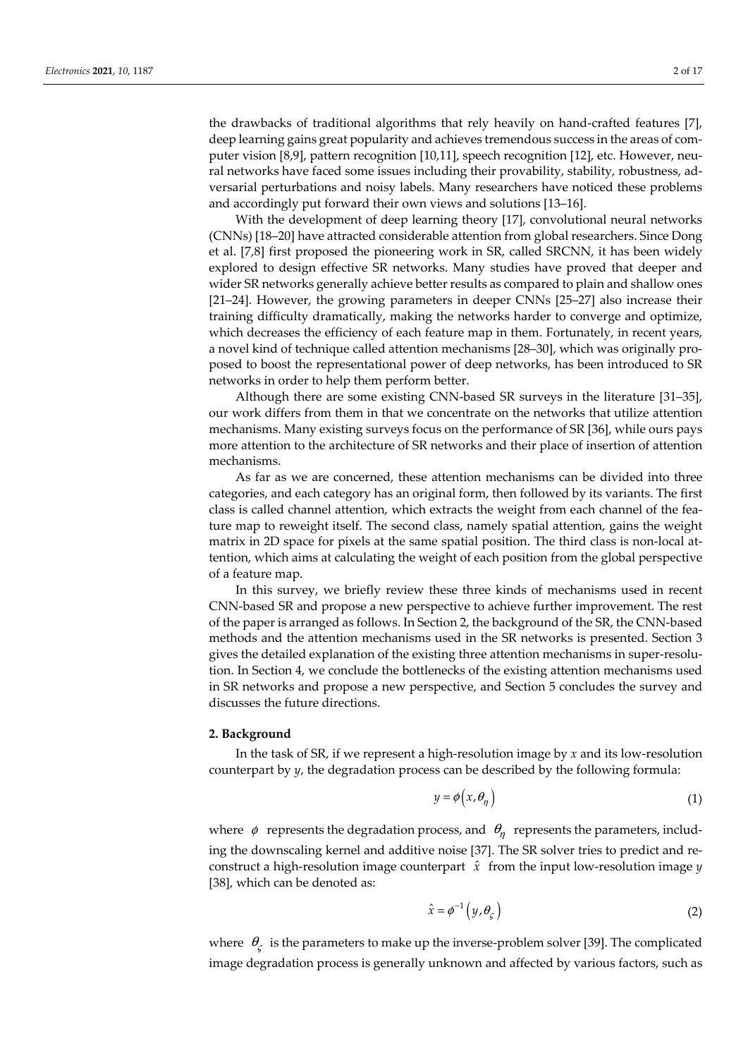the drawbacks of traditional algorithms that rely heavily on hand-crafted features [7], deep learning gains great popularity and achieves tremendous success in the areas of computer vision [8,9], pattern recognition [10,11], speech recognition [12], etc. However, neural networks have faced some issues including their provability, stability, robustness, adversarial perturbations and noisy labels. Many researchers have noticed these problems and accordingly put forward their own views and solutions [13–16].

With the development of deep learning theory [17], convolutional neural networks (CNNs) [18–20] have attracted considerable attention from global researchers. Since Dong et al. [7,8] first proposed the pioneering work in SR, called SRCNN, it has been widely explored to design effective SR networks. Many studies have proved that deeper and wider SR networks generally achieve better results as compared to plain and shallow ones [21–24]. However, the growing parameters in deeper CNNs [25–27] also increase their training difficulty dramatically, making the networks harder to converge and optimize, which decreases the efficiency of each feature map in them. Fortunately, in recent years, a novel kind of technique called attention mechanisms [28–30], which was originally proposed to boost the representational power of deep networks, has been introduced to SR networks in order to help them perform better.

Although there are some existing CNN-based SR surveys in the literature [31–35], our work differs from them in that we concentrate on the networks that utilize attention mechanisms. Many existing surveys focus on the performance of SR [36], while ours pays more attention to the architecture of SR networks and their place of insertion of attention mechanisms.

As far as we are concerned, these attention mechanisms can be divided into three categories, and each category has an original form, then followed by its variants. The first class is called channel attention, which extracts the weight from each channel of the feature map to reweight itself. The second class, namely spatial attention, gains the weight matrix in 2D space for pixels at the same spatial position. The third class is non-local attention, which aims at calculating the weight of each position from the global perspective of a feature map.

In this survey, we briefly review these three kinds of mechanisms used in recent CNN-based SR and propose a new perspective to achieve further improvement. The rest of the paper is arranged as follows. In Section 2, the background of the SR, the CNN-based methods and the attention mechanisms used in the SR networks is presented. Section 3 gives the detailed explanation of the existing three attention mechanisms in super-resolution. In Section 4, we conclude the bottlenecks of the existing attention mechanisms used in SR networks and propose a new perspective, and Section 5 concludes the survey and discusses the future directions.

## 2. Background

In the task of SR, if we represent a high-resolution image by $x$ and its low-resolution counterpart by $y$, the degradation process can be described by the following formula:

$$y = \phi\left(x, \theta_{\eta}\right) \tag{1}$$

where $\phi$ represents the degradation process, and $\theta_{\eta}$ represents the parameters, including the downscaling kernel and additive noise [37]. The SR solver tries to predict and reconstruct a high-resolution image counterpart $\hat{x}$ from the input low-resolution image $y$ [38], which can be denoted as:

$$\hat{x} = \phi^{-1}\left(y, \theta_{\varsigma}\right) \tag{2}$$

where $\theta_{\varsigma}$ is the parameters to make up the inverse-problem solver [39]. The complicated image degradation process is generally unknown and affected by various factors, such as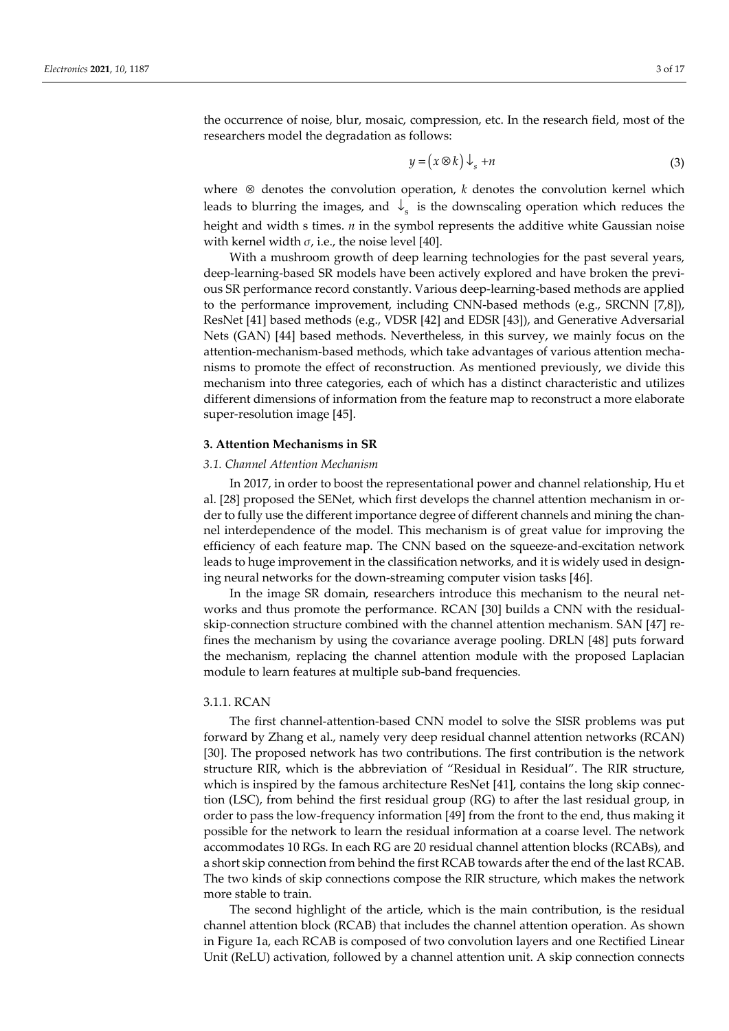the occurrence of noise, blur, mosaic, compression, etc. In the research field, most of the researchers model the degradation as follows:

$$y = \left(x \otimes k\right)\downarrow_{s} + n \tag{3}$$

where $\otimes$ denotes the convolution operation, $k$ denotes the convolution kernel which leads to blurring the images, and $\downarrow_{s}$ is the downscaling operation which reduces the height and width s times. $n$ in the symbol represents the additive white Gaussian noise with kernel width $\sigma$, i.e., the noise level [40].

With a mushroom growth of deep learning technologies for the past several years, deep-learning-based SR models have been actively explored and have broken the previous SR performance record constantly. Various deep-learning-based methods are applied to the performance improvement, including CNN-based methods (e.g., SRCNN [7,8]), ResNet [41] based methods (e.g., VDSR [42] and EDSR [43]), and Generative Adversarial Nets (GAN) [44] based methods. Nevertheless, in this survey, we mainly focus on the attention-mechanism-based methods, which take advantages of various attention mechanisms to promote the effect of reconstruction. As mentioned previously, we divide this mechanism into three categories, each of which has a distinct characteristic and utilizes different dimensions of information from the feature map to reconstruct a more elaborate super-resolution image [45].

## 3. Attention Mechanisms in SR

### *3.1. Channel Attention Mechanism*

In 2017, in order to boost the representational power and channel relationship, Hu et al. [28] proposed the SENet, which first develops the channel attention mechanism in order to fully use the different importance degree of different channels and mining the channel interdependence of the model. This mechanism is of great value for improving the efficiency of each feature map. The CNN based on the squeeze-and-excitation network leads to huge improvement in the classification networks, and it is widely used in designing neural networks for the down-streaming computer vision tasks [46].

In the image SR domain, researchers introduce this mechanism to the neural networks and thus promote the performance. RCAN [30] builds a CNN with the residual-skip-connection structure combined with the channel attention mechanism. SAN [47] refines the mechanism by using the covariance average pooling. DRLN [48] puts forward the mechanism, replacing the channel attention module with the proposed Laplacian module to learn features at multiple sub-band frequencies.

#### 3.1.1. RCAN

The first channel-attention-based CNN model to solve the SISR problems was put forward by Zhang et al., namely very deep residual channel attention networks (RCAN) [30]. The proposed network has two contributions. The first contribution is the network structure RIR, which is the abbreviation of "Residual in Residual". The RIR structure, which is inspired by the famous architecture ResNet [41], contains the long skip connection (LSC), from behind the first residual group (RG) to after the last residual group, in order to pass the low-frequency information [49] from the front to the end, thus making it possible for the network to learn the residual information at a coarse level. The network accommodates 10 RGs. In each RG are 20 residual channel attention blocks (RCABs), and a short skip connection from behind the first RCAB towards after the end of the last RCAB. The two kinds of skip connections compose the RIR structure, which makes the network more stable to train.

The second highlight of the article, which is the main contribution, is the residual channel attention block (RCAB) that includes the channel attention operation. As shown in Figure 1a, each RCAB is composed of two convolution layers and one Rectified Linear Unit (ReLU) activation, followed by a channel attention unit. A skip connection connects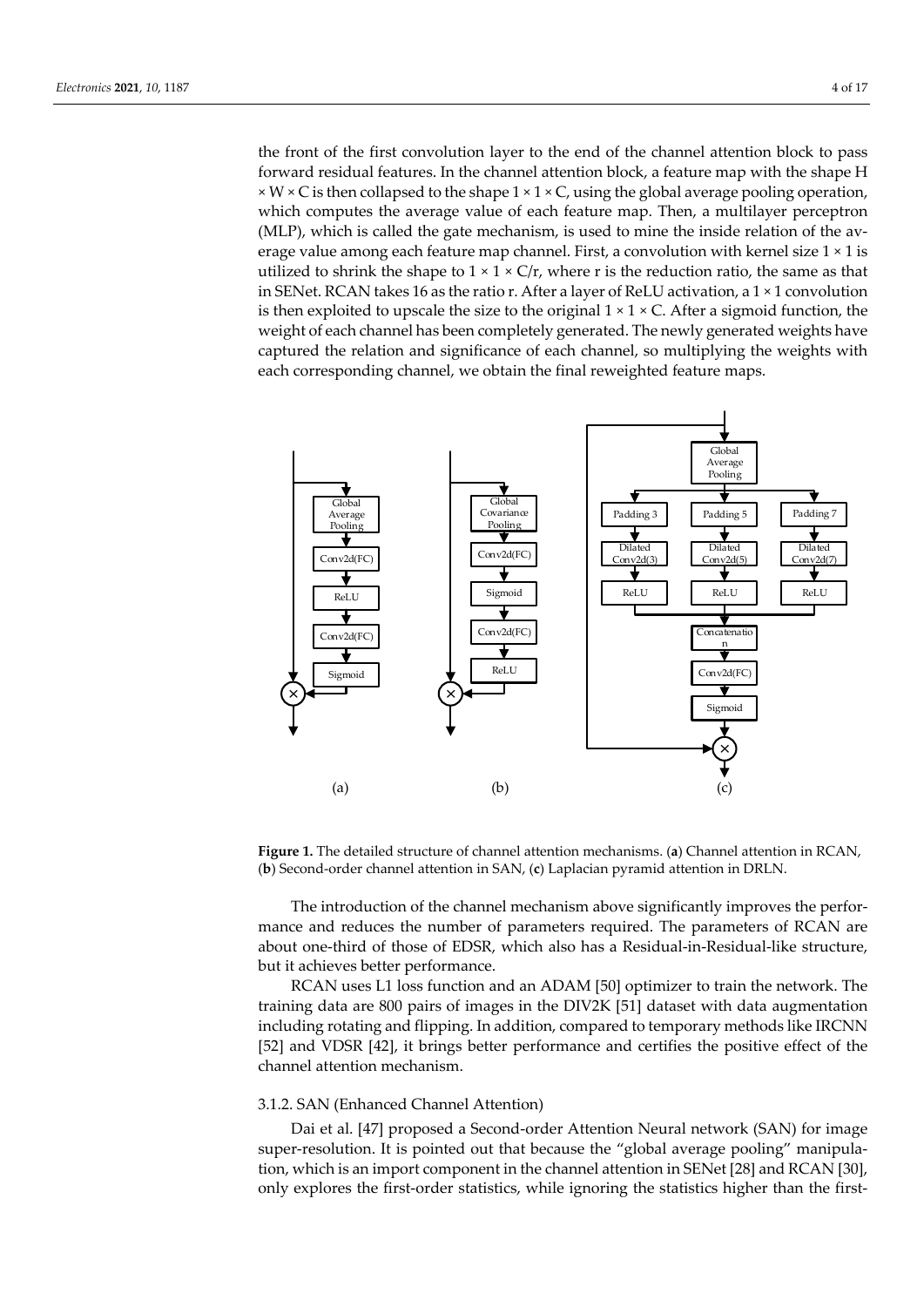the front of the first convolution layer to the end of the channel attention block to pass forward residual features. In the channel attention block, a feature map with the shape H × W × C is then collapsed to the shape 1 × 1 × C, using the global average pooling operation, which computes the average value of each feature map. Then, a multilayer perceptron (MLP), which is called the gate mechanism, is used to mine the inside relation of the average value among each feature map channel. First, a convolution with kernel size 1 × 1 is utilized to shrink the shape to 1 × 1 × C/r, where r is the reduction ratio, the same as that in SENet. RCAN takes 16 as the ratio r. After a layer of ReLU activation, a 1 × 1 convolution is then exploited to upscale the size to the original 1 × 1 × C. After a sigmoid function, the weight of each channel has been completely generated. The newly generated weights have captured the relation and significance of each channel, so multiplying the weights with each corresponding channel, we obtain the final reweighted feature maps.

**Figure 1.** The detailed structure of channel attention mechanisms. (**a**) Channel attention in RCAN, (**b**) Second-order channel attention in SAN, (**c**) Laplacian pyramid attention in DRLN.

The introduction of the channel mechanism above significantly improves the performance and reduces the number of parameters required. The parameters of RCAN are about one-third of those of EDSR, which also has a Residual-in-Residual-like structure, but it achieves better performance.

RCAN uses L1 loss function and an ADAM [50] optimizer to train the network. The training data are 800 pairs of images in the DIV2K [51] dataset with data augmentation including rotating and flipping. In addition, compared to temporary methods like IRCNN [52] and VDSR [42], it brings better performance and certifies the positive effect of the channel attention mechanism.

### 3.1.2. SAN (Enhanced Channel Attention)

Dai et al. [47] proposed a Second-order Attention Neural network (SAN) for image super-resolution. It is pointed out that because the "global average pooling" manipulation, which is an import component in the channel attention in SENet [28] and RCAN [30], only explores the first-order statistics, while ignoring the statistics higher than the first-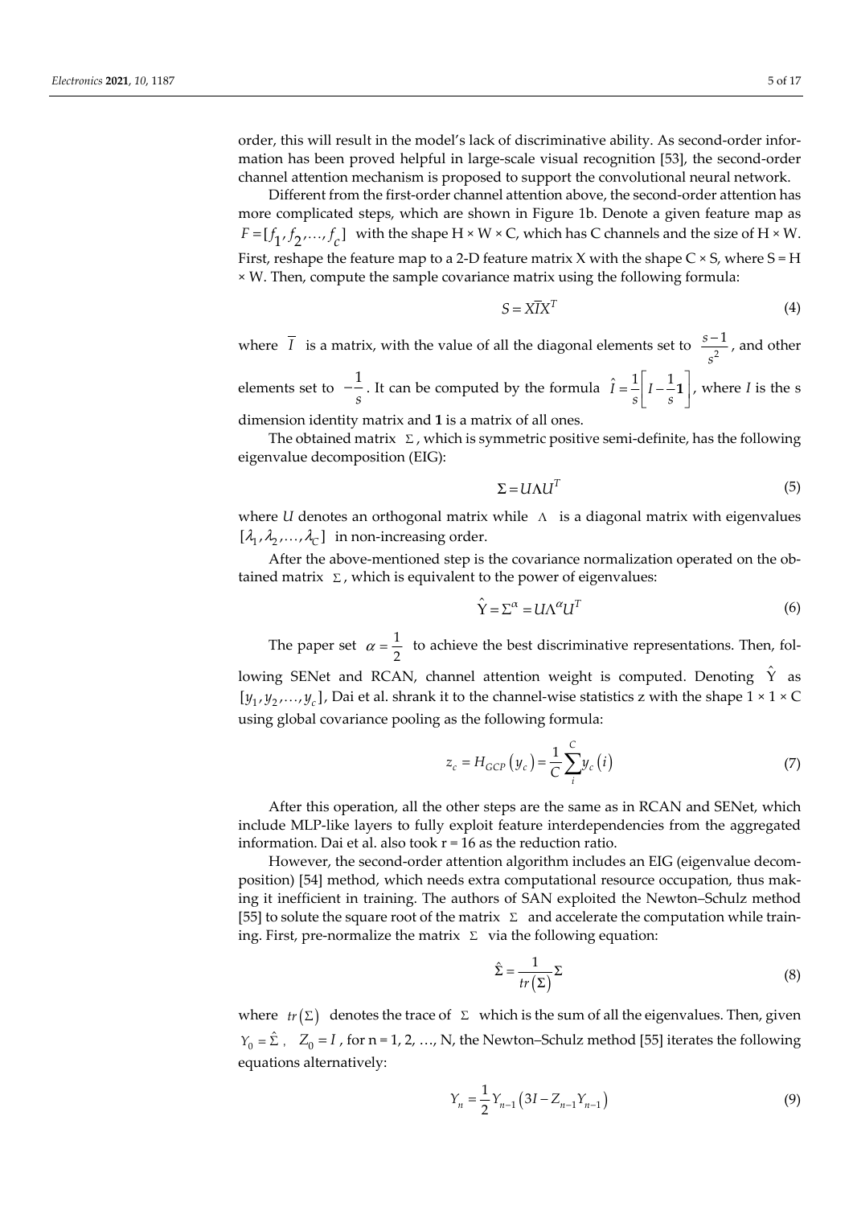order, this will result in the model's lack of discriminative ability. As second-order information has been proved helpful in large-scale visual recognition [53], the second-order channel attention mechanism is proposed to support the convolutional neural network.

Different from the first-order channel attention above, the second-order attention has more complicated steps, which are shown in Figure 1b. Denote a given feature map as $F=[f_1, f_2, \ldots, f_c]$ with the shape H × W × C, which has C channels and the size of H × W. First, reshape the feature map to a 2-D feature matrix X with the shape C × S, where S = H × W. Then, compute the sample covariance matrix using the following formula:

$$S = X\overline{I}X^T \tag{4}$$

where $\overline{I}$ is a matrix, with the value of all the diagonal elements set to $\frac{s-1}{s^2}$, and other elements set to $-\frac{1}{s}$. It can be computed by the formula $\hat{I}=\frac{1}{s}\left[I-\frac{1}{s}\mathbf{1}\right]$, where $I$ is the s dimension identity matrix and **1** is a matrix of all ones.

The obtained matrix $\Sigma$, which is symmetric positive semi-definite, has the following eigenvalue decomposition (EIG):

$$\Sigma = U\Lambda U^T \tag{5}$$

where $U$ denotes an orthogonal matrix while $\Lambda$ is a diagonal matrix with eigenvalues $[\lambda_1, \lambda_2, \ldots, \lambda_C]$ in non-increasing order.

After the above-mentioned step is the covariance normalization operated on the obtained matrix $\Sigma$, which is equivalent to the power of eigenvalues:

$$\hat{\Upsilon} = \Sigma^{\alpha} = U\Lambda^{\alpha}U^T \tag{6}$$

The paper set $\alpha=\frac{1}{2}$ to achieve the best discriminative representations. Then, following SENet and RCAN, channel attention weight is computed. Denoting $\hat{\Upsilon}$ as $[y_1, y_2, \ldots, y_c]$, Dai et al. shrank it to the channel-wise statistics z with the shape 1 × 1 × C using global covariance pooling as the following formula:

$$z_c = H_{GCP}\left(y_c\right) = \frac{1}{C}\sum_{i}^{C} y_c\left(i\right) \tag{7}$$

After this operation, all the other steps are the same as in RCAN and SENet, which include MLP-like layers to fully exploit feature interdependencies from the aggregated information. Dai et al. also took r = 16 as the reduction ratio.

However, the second-order attention algorithm includes an EIG (eigenvalue decomposition) [54] method, which needs extra computational resource occupation, thus making it inefficient in training. The authors of SAN exploited the Newton–Schulz method [55] to solute the square root of the matrix $\Sigma$ and accelerate the computation while training. First, pre-normalize the matrix $\Sigma$ via the following equation:

$$\hat{\Sigma} = \frac{1}{tr\left(\Sigma\right)}\Sigma \tag{8}$$

where $tr\left(\Sigma\right)$ denotes the trace of $\Sigma$ which is the sum of all the eigenvalues. Then, given $Y_0=\hat{\Sigma}$, $Z_0=I$, for n = 1, 2, …, N, the Newton–Schulz method [55] iterates the following equations alternatively:

$$Y_n = \frac{1}{2}Y_{n-1}\left(3I - Z_{n-1}Y_{n-1}\right) \tag{9}$$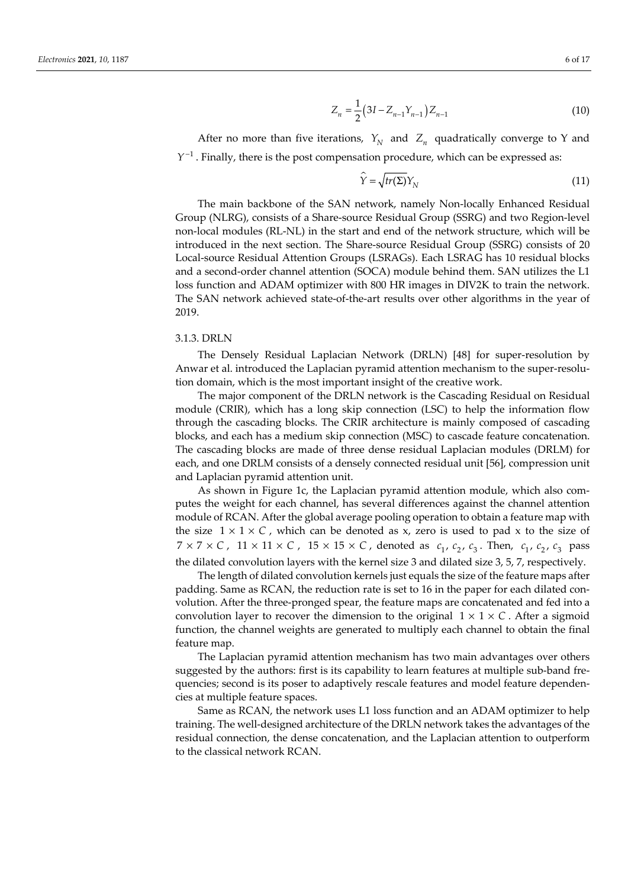$$Z_n = \frac{1}{2}\left(3I - Z_{n-1}Y_{n-1}\right)Z_{n-1} \tag{10}$$

After no more than five iterations, $Y_N$ and $Z_n$ quadratically converge to Y and $Y^{-1}$. Finally, there is the post compensation procedure, which can be expressed as:

$$\hat{Y} = \sqrt{tr(\Sigma)}Y_N \tag{11}$$

The main backbone of the SAN network, namely Non-locally Enhanced Residual Group (NLRG), consists of a Share-source Residual Group (SSRG) and two Region-level non-local modules (RL-NL) in the start and end of the network structure, which will be introduced in the next section. The Share-source Residual Group (SSRG) consists of 20 Local-source Residual Attention Groups (LSRAGs). Each LSRAG has 10 residual blocks and a second-order channel attention (SOCA) module behind them. SAN utilizes the L1 loss function and ADAM optimizer with 800 HR images in DIV2K to train the network. The SAN network achieved state-of-the-art results over other algorithms in the year of 2019.

#### 3.1.3. DRLN

The Densely Residual Laplacian Network (DRLN) [48] for super-resolution by Anwar et al. introduced the Laplacian pyramid attention mechanism to the super-resolution domain, which is the most important insight of the creative work.

The major component of the DRLN network is the Cascading Residual on Residual module (CRIR), which has a long skip connection (LSC) to help the information flow through the cascading blocks. The CRIR architecture is mainly composed of cascading blocks, and each has a medium skip connection (MSC) to cascade feature concatenation. The cascading blocks are made of three dense residual Laplacian modules (DRLM) for each, and one DRLM consists of a densely connected residual unit [56], compression unit and Laplacian pyramid attention unit.

As shown in Figure 1c, the Laplacian pyramid attention module, which also computes the weight for each channel, has several differences against the channel attention module of RCAN. After the global average pooling operation to obtain a feature map with the size $1 \times 1 \times C$, which can be denoted as x, zero is used to pad x to the size of $7 \times 7 \times C$, $11 \times 11 \times C$, $15 \times 15 \times C$, denoted as $c_1$, $c_2$, $c_3$. Then, $c_1$, $c_2$, $c_3$ pass the dilated convolution layers with the kernel size 3 and dilated size 3, 5, 7, respectively.

The length of dilated convolution kernels just equals the size of the feature maps after padding. Same as RCAN, the reduction rate is set to 16 in the paper for each dilated convolution. After the three-pronged spear, the feature maps are concatenated and fed into a convolution layer to recover the dimension to the original $1 \times 1 \times C$. After a sigmoid function, the channel weights are generated to multiply each channel to obtain the final feature map.

The Laplacian pyramid attention mechanism has two main advantages over others suggested by the authors: first is its capability to learn features at multiple sub-band frequencies; second is its poser to adaptively rescale features and model feature dependencies at multiple feature spaces.

Same as RCAN, the network uses L1 loss function and an ADAM optimizer to help training. The well-designed architecture of the DRLN network takes the advantages of the residual connection, the dense concatenation, and the Laplacian attention to outperform to the classical network RCAN.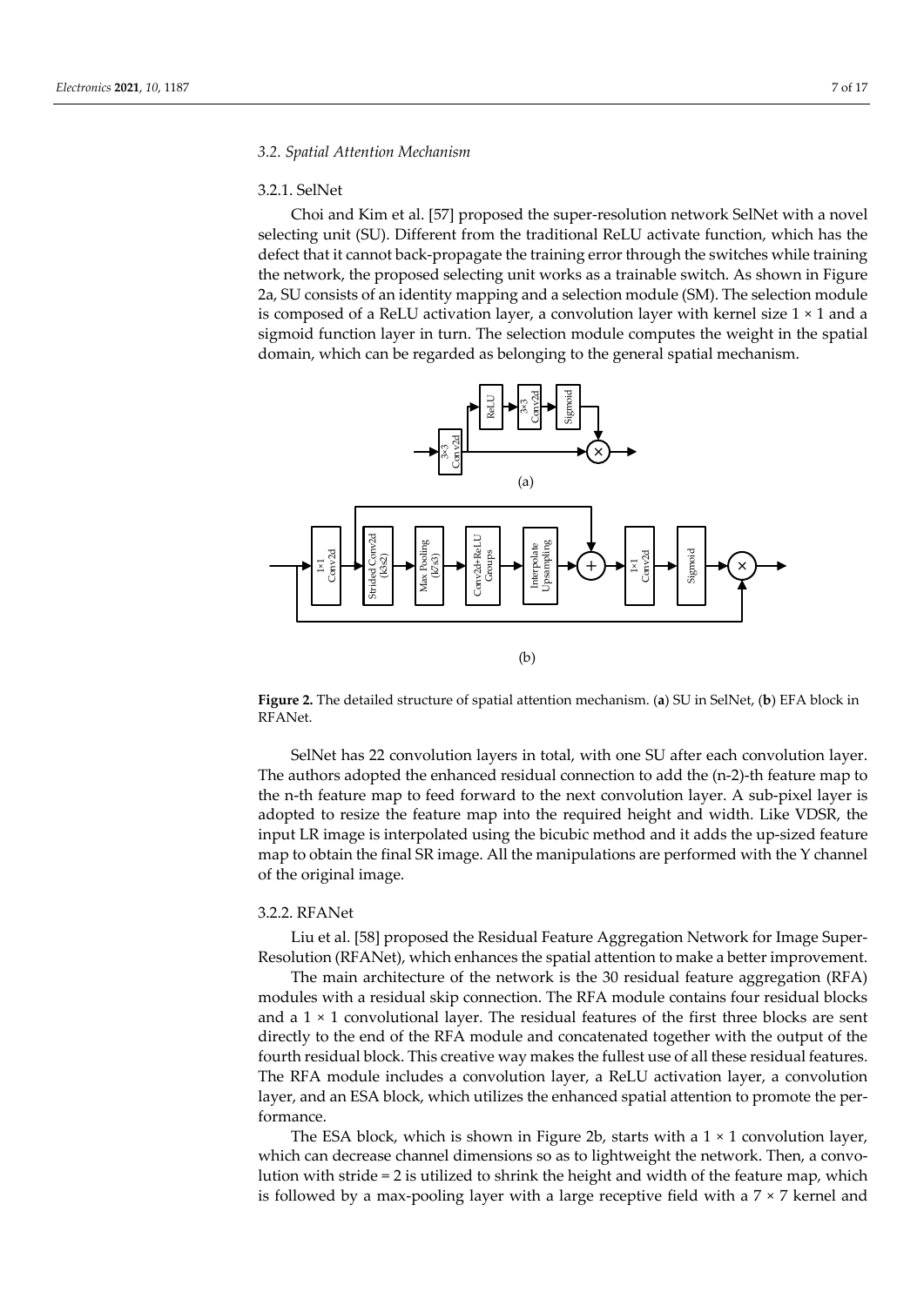### 3.2. Spatial Attention Mechanism

#### 3.2.1. SelNet

Choi and Kim et al. [57] proposed the super-resolution network SelNet with a novel selecting unit (SU). Different from the traditional ReLU activate function, which has the defect that it cannot back-propagate the training error through the switches while training the network, the proposed selecting unit works as a trainable switch. As shown in Figure 2a, SU consists of an identity mapping and a selection module (SM). The selection module is composed of a ReLU activation layer, a convolution layer with kernel size 1 × 1 and a sigmoid function layer in turn. The selection module computes the weight in the spatial domain, which can be regarded as belonging to the general spatial mechanism.

**Figure 2.** The detailed structure of spatial attention mechanism. (**a**) SU in SelNet, (**b**) EFA block in RFANet.

SelNet has 22 convolution layers in total, with one SU after each convolution layer. The authors adopted the enhanced residual connection to add the (n-2)-th feature map to the n-th feature map to feed forward to the next convolution layer. A sub-pixel layer is adopted to resize the feature map into the required height and width. Like VDSR, the input LR image is interpolated using the bicubic method and it adds the up-sized feature map to obtain the final SR image. All the manipulations are performed with the Y channel of the original image.

#### 3.2.2. RFANet

Liu et al. [58] proposed the Residual Feature Aggregation Network for Image Super-Resolution (RFANet), which enhances the spatial attention to make a better improvement.

The main architecture of the network is the 30 residual feature aggregation (RFA) modules with a residual skip connection. The RFA module contains four residual blocks and a 1 × 1 convolutional layer. The residual features of the first three blocks are sent directly to the end of the RFA module and concatenated together with the output of the fourth residual block. This creative way makes the fullest use of all these residual features. The RFA module includes a convolution layer, a ReLU activation layer, a convolution layer, and an ESA block, which utilizes the enhanced spatial attention to promote the performance.

The ESA block, which is shown in Figure 2b, starts with a 1 × 1 convolution layer, which can decrease channel dimensions so as to lightweight the network. Then, a convolution with stride = 2 is utilized to shrink the height and width of the feature map, which is followed by a max-pooling layer with a large receptive field with a 7 × 7 kernel and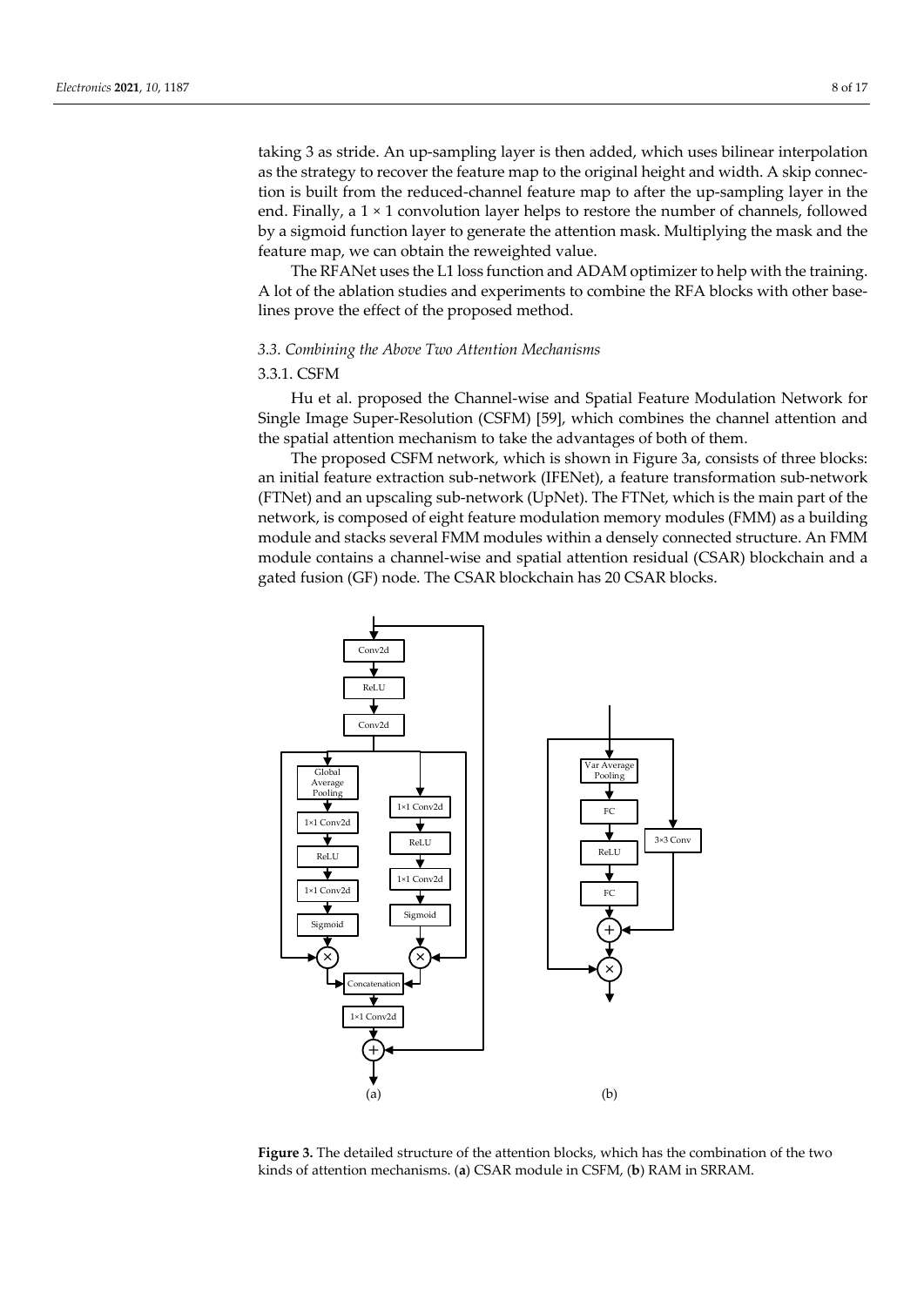taking 3 as stride. An up-sampling layer is then added, which uses bilinear interpolation as the strategy to recover the feature map to the original height and width. A skip connection is built from the reduced-channel feature map to after the up-sampling layer in the end. Finally, a 1 × 1 convolution layer helps to restore the number of channels, followed by a sigmoid function layer to generate the attention mask. Multiplying the mask and the feature map, we can obtain the reweighted value.

The RFANet uses the L1 loss function and ADAM optimizer to help with the training. A lot of the ablation studies and experiments to combine the RFA blocks with other baselines prove the effect of the proposed method.

### *3.3. Combining the Above Two Attention Mechanisms*

#### 3.3.1. CSFM

Hu et al. proposed the Channel-wise and Spatial Feature Modulation Network for Single Image Super-Resolution (CSFM) [59], which combines the channel attention and the spatial attention mechanism to take the advantages of both of them.

The proposed CSFM network, which is shown in Figure 3a, consists of three blocks: an initial feature extraction sub-network (IFENet), a feature transformation sub-network (FTNet) and an upscaling sub-network (UpNet). The FTNet, which is the main part of the network, is composed of eight feature modulation memory modules (FMM) as a building module and stacks several FMM modules within a densely connected structure. An FMM module contains a channel-wise and spatial attention residual (CSAR) blockchain and a gated fusion (GF) node. The CSAR blockchain has 20 CSAR blocks.

**Figure 3.** The detailed structure of the attention blocks, which has the combination of the two kinds of attention mechanisms. (**a**) CSAR module in CSFM, (**b**) RAM in SRRAM.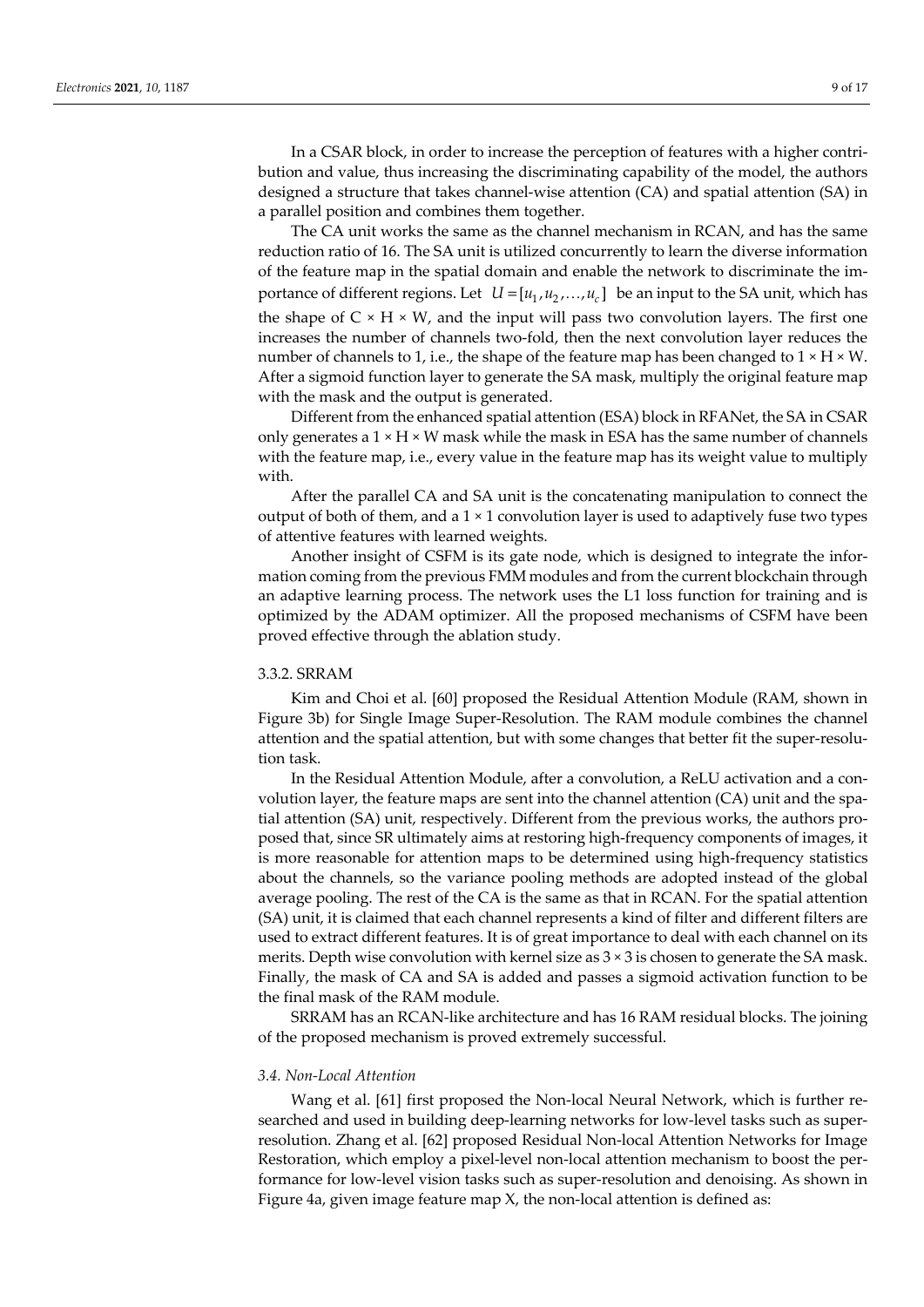In a CSAR block, in order to increase the perception of features with a higher contribution and value, thus increasing the discriminating capability of the model, the authors designed a structure that takes channel-wise attention (CA) and spatial attention (SA) in a parallel position and combines them together.

The CA unit works the same as the channel mechanism in RCAN, and has the same reduction ratio of 16. The SA unit is utilized concurrently to learn the diverse information of the feature map in the spatial domain and enable the network to discriminate the importance of different regions. Let $U = [u_1, u_2, \ldots, u_c]$ be an input to the SA unit, which has the shape of C × H × W, and the input will pass two convolution layers. The first one increases the number of channels two-fold, then the next convolution layer reduces the number of channels to 1, i.e., the shape of the feature map has been changed to 1 × H × W. After a sigmoid function layer to generate the SA mask, multiply the original feature map with the mask and the output is generated.

Different from the enhanced spatial attention (ESA) block in RFANet, the SA in CSAR only generates a 1 × H × W mask while the mask in ESA has the same number of channels with the feature map, i.e., every value in the feature map has its weight value to multiply with.

After the parallel CA and SA unit is the concatenating manipulation to connect the output of both of them, and a 1 × 1 convolution layer is used to adaptively fuse two types of attentive features with learned weights.

Another insight of CSFM is its gate node, which is designed to integrate the information coming from the previous FMM modules and from the current blockchain through an adaptive learning process. The network uses the L1 loss function for training and is optimized by the ADAM optimizer. All the proposed mechanisms of CSFM have been proved effective through the ablation study.

#### 3.3.2. SRRAM

Kim and Choi et al. [60] proposed the Residual Attention Module (RAM, shown in Figure 3b) for Single Image Super-Resolution. The RAM module combines the channel attention and the spatial attention, but with some changes that better fit the super-resolution task.

In the Residual Attention Module, after a convolution, a ReLU activation and a convolution layer, the feature maps are sent into the channel attention (CA) unit and the spatial attention (SA) unit, respectively. Different from the previous works, the authors proposed that, since SR ultimately aims at restoring high-frequency components of images, it is more reasonable for attention maps to be determined using high-frequency statistics about the channels, so the variance pooling methods are adopted instead of the global average pooling. The rest of the CA is the same as that in RCAN. For the spatial attention (SA) unit, it is claimed that each channel represents a kind of filter and different filters are used to extract different features. It is of great importance to deal with each channel on its merits. Depth wise convolution with kernel size as 3 × 3 is chosen to generate the SA mask. Finally, the mask of CA and SA is added and passes a sigmoid activation function to be the final mask of the RAM module.

SRRAM has an RCAN-like architecture and has 16 RAM residual blocks. The joining of the proposed mechanism is proved extremely successful.

### *3.4. Non-Local Attention*

Wang et al. [61] first proposed the Non-local Neural Network, which is further researched and used in building deep-learning networks for low-level tasks such as super-resolution. Zhang et al. [62] proposed Residual Non-local Attention Networks for Image Restoration, which employ a pixel-level non-local attention mechanism to boost the performance for low-level vision tasks such as super-resolution and denoising. As shown in Figure 4a, given image feature map X, the non-local attention is defined as: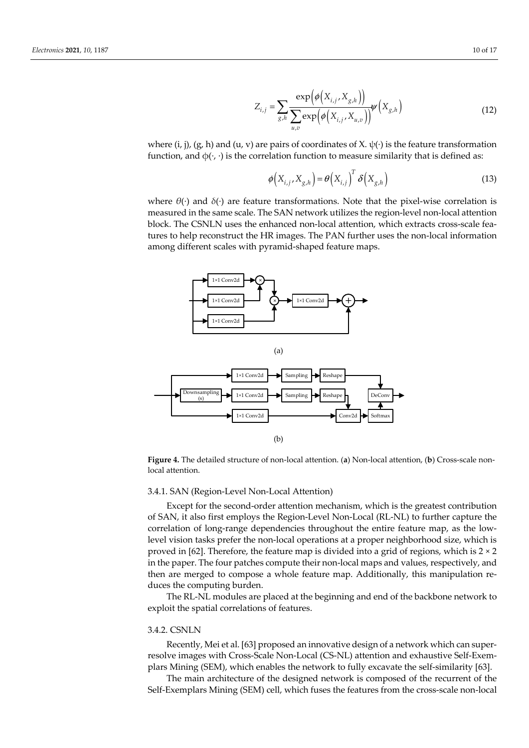$$Z_{i,j} = \sum_{g,h} \frac{\exp\left(\phi\left(X_{i,j}, X_{g,h}\right)\right)}{\sum_{u,v} \exp\left(\phi\left(X_{i,j}, X_{u,v}\right)\right)} \psi\left(X_{g,h}\right) \tag{12}$$

where (i, j), (g, h) and (u, v) are pairs of coordinates of X. $\psi(\cdot)$ is the feature transformation function, and $\phi(\cdot, \cdot)$ is the correlation function to measure similarity that is defined as:

$$\phi\left(X_{i,j}, X_{g,h}\right) = \theta\left(X_{i,j}\right)^T \delta\left(X_{g,h}\right) \tag{13}$$

where $\theta(\cdot)$ and $\delta(\cdot)$ are feature transformations. Note that the pixel-wise correlation is measured in the same scale. The SAN network utilizes the region-level non-local attention block. The CSNLN uses the enhanced non-local attention, which extracts cross-scale features to help reconstruct the HR images. The PAN further uses the non-local information among different scales with pyramid-shaped feature maps.

**Figure 4.** The detailed structure of non-local attention. (**a**) Non-local attention, (**b**) Cross-scale non-local attention.

### 3.4.1. SAN (Region-Level Non-Local Attention)

Except for the second-order attention mechanism, which is the greatest contribution of SAN, it also first employs the Region-Level Non-Local (RL-NL) to further capture the correlation of long-range dependencies throughout the entire feature map, as the low-level vision tasks prefer the non-local operations at a proper neighborhood size, which is proved in [62]. Therefore, the feature map is divided into a grid of regions, which is 2 × 2 in the paper. The four patches compute their non-local maps and values, respectively, and then are merged to compose a whole feature map. Additionally, this manipulation reduces the computing burden.

The RL-NL modules are placed at the beginning and end of the backbone network to exploit the spatial correlations of features.

### 3.4.2. CSNLN

Recently, Mei et al. [63] proposed an innovative design of a network which can super-resolve images with Cross-Scale Non-Local (CS-NL) attention and exhaustive Self-Exemplars Mining (SEM), which enables the network to fully excavate the self-similarity [63].

The main architecture of the designed network is composed of the recurrent of the Self-Exemplars Mining (SEM) cell, which fuses the features from the cross-scale non-local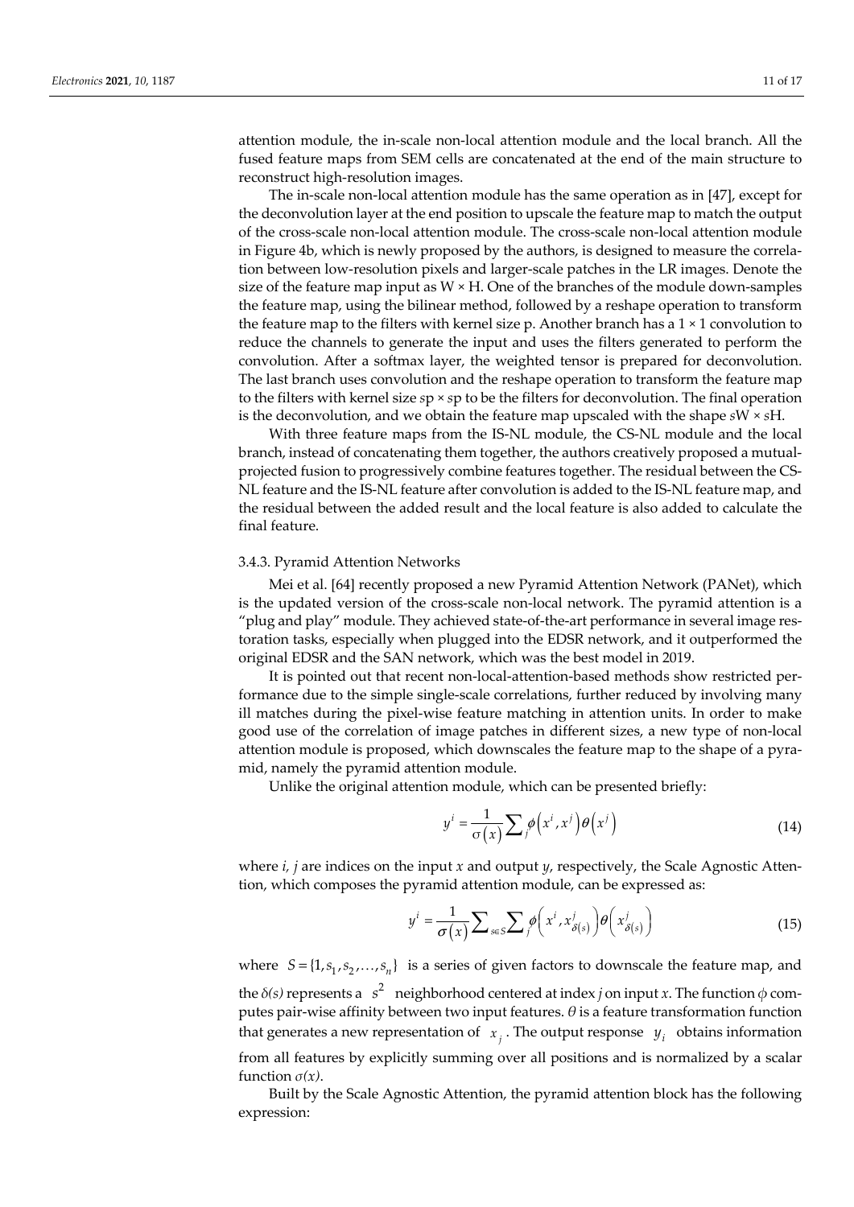attention module, the in-scale non-local attention module and the local branch. All the fused feature maps from SEM cells are concatenated at the end of the main structure to reconstruct high-resolution images.

The in-scale non-local attention module has the same operation as in [47], except for the deconvolution layer at the end position to upscale the feature map to match the output of the cross-scale non-local attention module. The cross-scale non-local attention module in Figure 4b, which is newly proposed by the authors, is designed to measure the correlation between low-resolution pixels and larger-scale patches in the LR images. Denote the size of the feature map input as W × H. One of the branches of the module down-samples the feature map, using the bilinear method, followed by a reshape operation to transform the feature map to the filters with kernel size p. Another branch has a 1 × 1 convolution to reduce the channels to generate the input and uses the filters generated to perform the convolution. After a softmax layer, the weighted tensor is prepared for deconvolution. The last branch uses convolution and the reshape operation to transform the feature map to the filters with kernel size *s*p × *s*p to be the filters for deconvolution. The final operation is the deconvolution, and we obtain the feature map upscaled with the shape *s*W × *s*H.

With three feature maps from the IS-NL module, the CS-NL module and the local branch, instead of concatenating them together, the authors creatively proposed a mutual-projected fusion to progressively combine features together. The residual between the CS-NL feature and the IS-NL feature after convolution is added to the IS-NL feature map, and the residual between the added result and the local feature is also added to calculate the final feature.

#### 3.4.3. Pyramid Attention Networks

Mei et al. [64] recently proposed a new Pyramid Attention Network (PANet), which is the updated version of the cross-scale non-local network. The pyramid attention is a "plug and play" module. They achieved state-of-the-art performance in several image restoration tasks, especially when plugged into the EDSR network, and it outperformed the original EDSR and the SAN network, which was the best model in 2019.

It is pointed out that recent non-local-attention-based methods show restricted performance due to the simple single-scale correlations, further reduced by involving many ill matches during the pixel-wise feature matching in attention units. In order to make good use of the correlation of image patches in different sizes, a new type of non-local attention module is proposed, which downscales the feature map to the shape of a pyramid, namely the pyramid attention module.

Unlike the original attention module, which can be presented briefly:

$$y^i = \frac{1}{\sigma(x)} \sum_j \phi\left(x^i, x^j\right) \theta\left(x^j\right) \tag{14}$$

where *i*, *j* are indices on the input *x* and output *y*, respectively, the Scale Agnostic Attention, which composes the pyramid attention module, can be expressed as:

$$y^i = \frac{1}{\sigma(x)} \sum_{s \in S} \sum_j \phi\left(x^i, x^j_{\delta(s)}\right) \theta\left(x^j_{\delta(s)}\right) \tag{15}$$

where $S = \{1, s_1, s_2, \ldots, s_n\}$ is a series of given factors to downscale the feature map, and the $\delta(s)$ represents a $s^2$ neighborhood centered at index *j* on input *x*. The function $\phi$ computes pair-wise affinity between two input features. $\theta$ is a feature transformation function that generates a new representation of $x_j$. The output response $y_i$ obtains information from all features by explicitly summing over all positions and is normalized by a scalar function $\sigma(x)$.

Built by the Scale Agnostic Attention, the pyramid attention block has the following expression: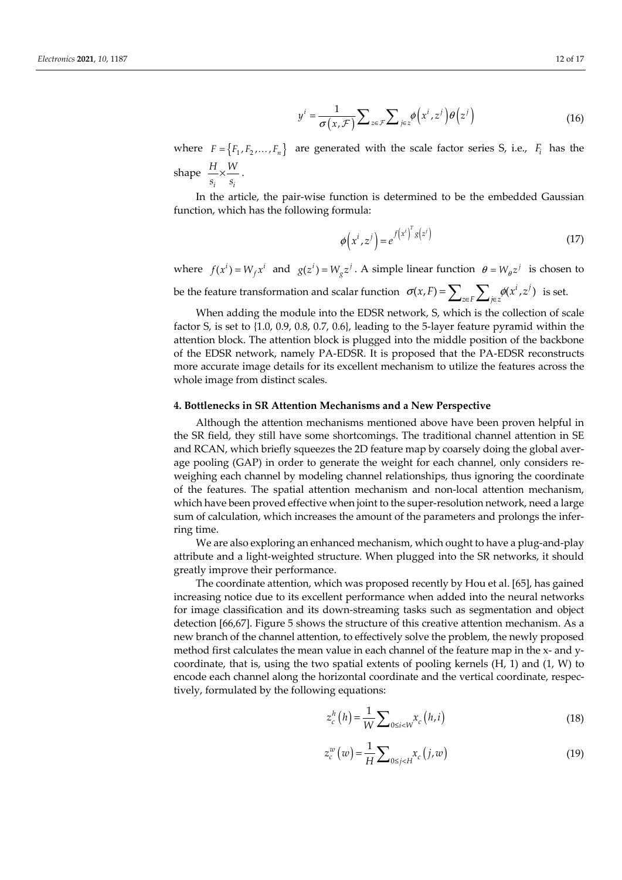$$y^i = \frac{1}{\sigma(x, \mathcal{F})} \sum_{z \in \mathcal{F}} \sum_{j \in z} \phi\left(x^i, z^j\right) \theta\left(z^j\right) \tag{16}$$

where $F = \{F_1, F_2, \ldots, F_n\}$ are generated with the scale factor series S, i.e., $F_i$ has the shape $\frac{H}{s_i} \times \frac{W}{s_i}$.

In the article, the pair-wise function is determined to be the embedded Gaussian function, which has the following formula:

$$\phi\left(x^i, z^j\right) = e^{f\left(x^i\right)^T g\left(z^i\right)} \tag{17}$$

where $f(x^i) = W_f x^i$ and $g(z^i) = W_g z^j$. A simple linear function $\theta = W_\theta z^j$ is chosen to be the feature transformation and scalar function $\sigma(x, F) = \sum_{z \in F} \sum_{j \in z} \phi(x^i, z^j)$ is set.

When adding the module into the EDSR network, S, which is the collection of scale factor S, is set to {1.0, 0.9, 0.8, 0.7, 0.6}, leading to the 5-layer feature pyramid within the attention block. The attention block is plugged into the middle position of the backbone of the EDSR network, namely PA-EDSR. It is proposed that the PA-EDSR reconstructs more accurate image details for its excellent mechanism to utilize the features across the whole image from distinct scales.

## 4. Bottlenecks in SR Attention Mechanisms and a New Perspective

Although the attention mechanisms mentioned above have been proven helpful in the SR field, they still have some shortcomings. The traditional channel attention in SE and RCAN, which briefly squeezes the 2D feature map by coarsely doing the global average pooling (GAP) in order to generate the weight for each channel, only considers reweighing each channel by modeling channel relationships, thus ignoring the coordinate of the features. The spatial attention mechanism and non-local attention mechanism, which have been proved effective when joint to the super-resolution network, need a large sum of calculation, which increases the amount of the parameters and prolongs the inferring time.

We are also exploring an enhanced mechanism, which ought to have a plug-and-play attribute and a light-weighted structure. When plugged into the SR networks, it should greatly improve their performance.

The coordinate attention, which was proposed recently by Hou et al. [65], has gained increasing notice due to its excellent performance when added into the neural networks for image classification and its down-streaming tasks such as segmentation and object detection [66,67]. Figure 5 shows the structure of this creative attention mechanism. As a new branch of the channel attention, to effectively solve the problem, the newly proposed method first calculates the mean value in each channel of the feature map in the x- and y-coordinate, that is, using the two spatial extents of pooling kernels (H, 1) and (1, W) to encode each channel along the horizontal coordinate and the vertical coordinate, respectively, formulated by the following equations:

$$z_c^h(h) = \frac{1}{W} \sum_{0 \le i < W} x_c(h, i) \tag{18}$$

$$z_c^w(w) = \frac{1}{H} \sum_{0 \le j < H} x_c(j, w) \tag{19}$$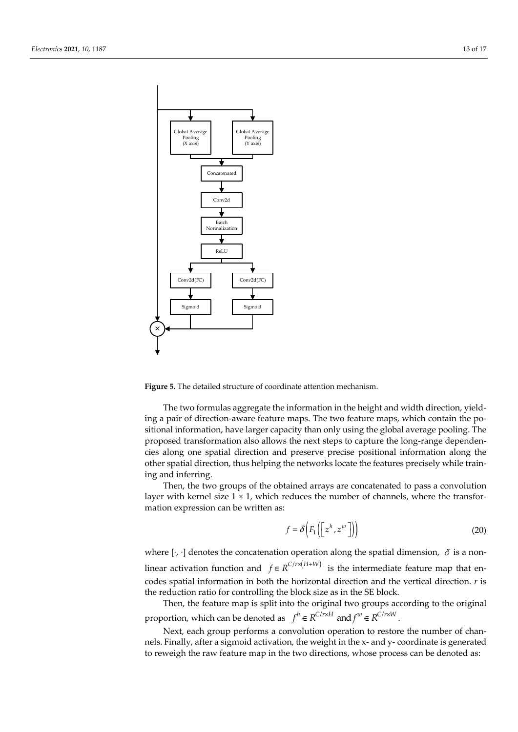**Figure 5.** The detailed structure of coordinate attention mechanism.

The two formulas aggregate the information in the height and width direction, yielding a pair of direction-aware feature maps. The two feature maps, which contain the positional information, have larger capacity than only using the global average pooling. The proposed transformation also allows the next steps to capture the long-range dependencies along one spatial direction and preserve precise positional information along the other spatial direction, thus helping the networks locate the features precisely while training and inferring.

Then, the two groups of the obtained arrays are concatenated to pass a convolution layer with kernel size 1 × 1, which reduces the number of channels, where the transformation expression can be written as:

$$f = \delta\left(F_1\left(\left[z^h, z^w\right]\right)\right) \tag{20}$$

where $[\cdot, \cdot]$ denotes the concatenation operation along the spatial dimension, $\delta$ is a nonlinear activation function and $f \in R^{C/r \times (H+W)}$ is the intermediate feature map that encodes spatial information in both the horizontal direction and the vertical direction. $r$ is the reduction ratio for controlling the block size as in the SE block.

Then, the feature map is split into the original two groups according to the original proportion, which can be denoted as $f^h \in R^{C/r \times H}$ and $f^w \in R^{C/r \times W}$.

Next, each group performs a convolution operation to restore the number of channels. Finally, after a sigmoid activation, the weight in the x- and y- coordinate is generated to reweigh the raw feature map in the two directions, whose process can be denoted as: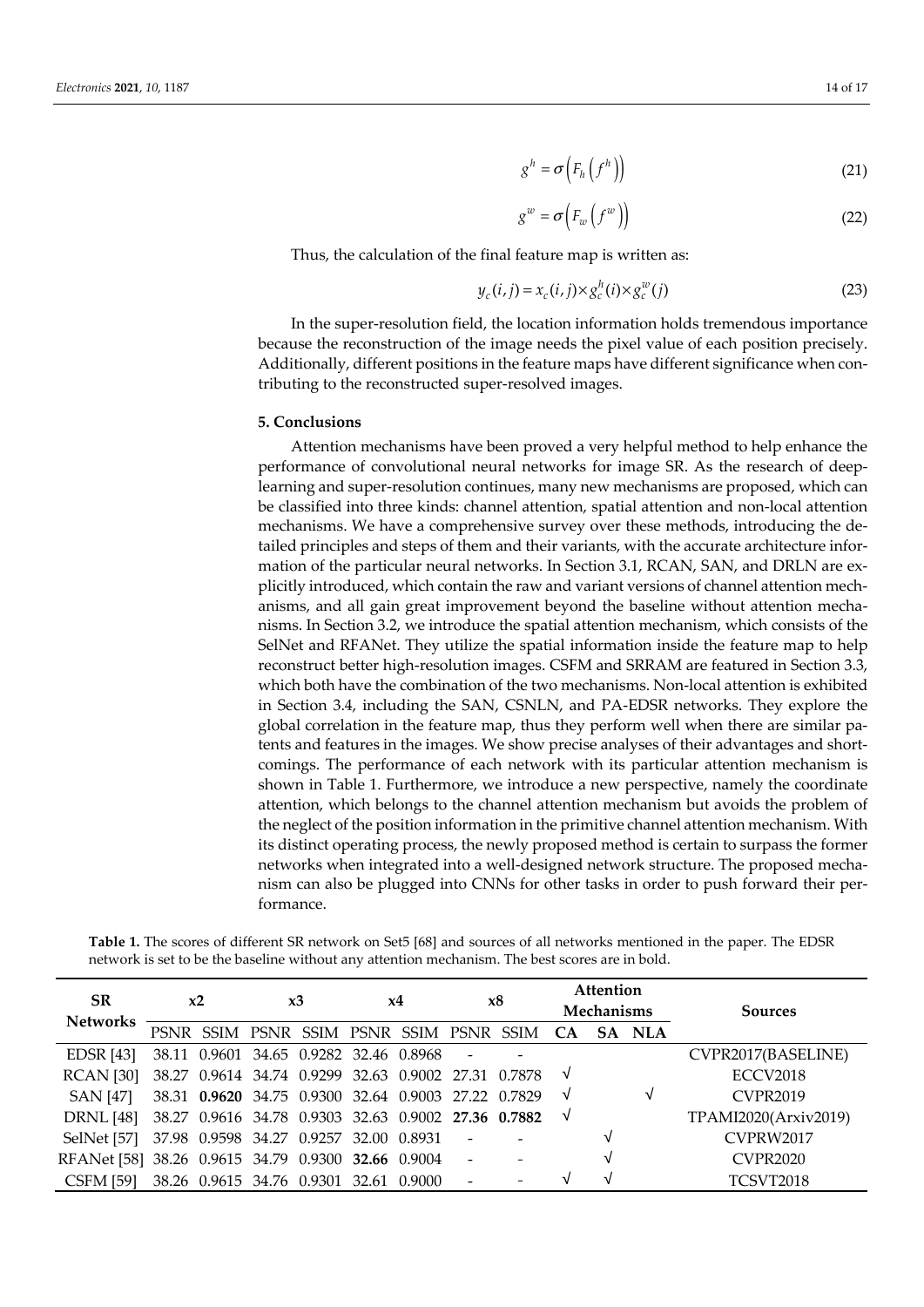$$g^h = \sigma\left(F_h\left(f^h\right)\right) \tag{21}$$

$$g^w = \sigma\left(F_w\left(f^w\right)\right) \tag{22}$$

Thus, the calculation of the final feature map is written as:

$$y_c(i,j) = x_c(i,j) \times g_c^h(i) \times g_c^w(j) \tag{23}$$

In the super-resolution field, the location information holds tremendous importance because the reconstruction of the image needs the pixel value of each position precisely. Additionally, different positions in the feature maps have different significance when contributing to the reconstructed super-resolved images.

## 5. Conclusions

Attention mechanisms have been proved a very helpful method to help enhance the performance of convolutional neural networks for image SR. As the research of deep-learning and super-resolution continues, many new mechanisms are proposed, which can be classified into three kinds: channel attention, spatial attention and non-local attention mechanisms. We have a comprehensive survey over these methods, introducing the detailed principles and steps of them and their variants, with the accurate architecture information of the particular neural networks. In Section 3.1, RCAN, SAN, and DRLN are explicitly introduced, which contain the raw and variant versions of channel attention mechanisms, and all gain great improvement beyond the baseline without attention mechanisms. In Section 3.2, we introduce the spatial attention mechanism, which consists of the SelNet and RFANet. They utilize the spatial information inside the feature map to help reconstruct better high-resolution images. CSFM and SRRAM are featured in Section 3.3, which both have the combination of the two mechanisms. Non-local attention is exhibited in Section 3.4, including the SAN, CSNLN, and PA-EDSR networks. They explore the global correlation in the feature map, thus they perform well when there are similar patents and features in the images. We show precise analyses of their advantages and shortcomings. The performance of each network with its particular attention mechanism is shown in Table 1. Furthermore, we introduce a new perspective, namely the coordinate attention, which belongs to the channel attention mechanism but avoids the problem of the neglect of the position information in the primitive channel attention mechanism. With its distinct operating process, the newly proposed method is certain to surpass the former networks when integrated into a well-designed network structure. The proposed mechanism can also be plugged into CNNs for other tasks in order to push forward their performance.

**Table 1.** The scores of different SR network on Set5 [68] and sources of all networks mentioned in the paper. The EDSR network is set to be the baseline without any attention mechanism. The best scores are in bold.

| SR Networks | x2 | | x3 | | x4 | | x8 | | Attention Mechanisms | | | Sources |
|---|---|---|---|---|---|---|---|---|---|---|---|---|
| | PSNR | SSIM | PSNR | SSIM | PSNR | SSIM | PSNR | SSIM | CA | SA | NLA | |
| EDSR [43] | 38.11 | 0.9601 | 34.65 | 0.9282 | 32.46 | 0.8968 | - | - | | | | CVPR2017(BASELINE) |
| RCAN [30] | 38.27 | 0.9614 | 34.74 | 0.9299 | 32.63 | 0.9002 | 27.31 | 0.7878 | √ | | | ECCV2018 |
| SAN [47] | 38.31 | **0.9620** | 34.75 | 0.9300 | 32.64 | 0.9003 | 27.22 | 0.7829 | √ | | √ | CVPR2019 |
| DRLN [48] | 38.27 | 0.9616 | 34.78 | 0.9303 | 32.63 | 0.9002 | **27.36** | **0.7882** | √ | | | TPAMI2020(Arxiv2019) |
| SelNet [57] | 37.98 | 0.9598 | 34.27 | 0.9257 | 32.00 | 0.8931 | - | - | | √ | | CVPRW2017 |
| RFANet [58] | 38.26 | 0.9615 | 34.79 | 0.9300 | **32.66** | 0.9004 | - | - | | √ | | CVPR2020 |
| CSFM [59] | 38.26 | 0.9615 | 34.76 | 0.9301 | 32.61 | 0.9000 | - | - | √ | √ | | TCSVT2018 |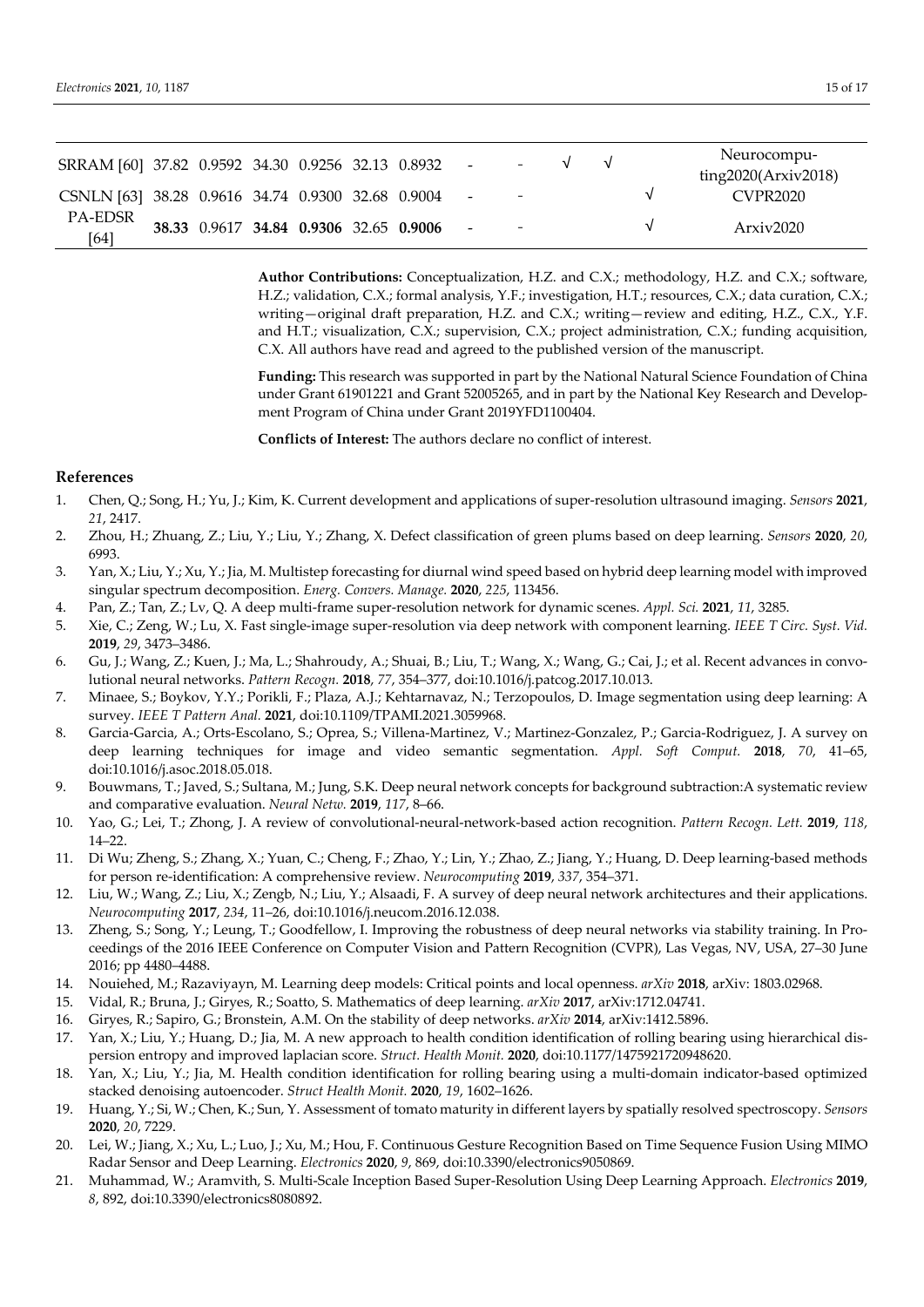| | | | | | | | | | | | | |
|---|---|---|---|---|---|---|---|---|---|---|---|---|
| SRRAM [60] | 37.82 | 0.9592 | 34.30 | 0.9256 | 32.13 | 0.8932 | - | - | √ | √ | | Neurocomputing2020(Arxiv2018) |
| CSNLN [63] | 38.28 | 0.9616 | 34.74 | 0.9300 | 32.68 | 0.9004 | - | - | | | √ | CVPR2020 |
| PA-EDSR [64] | **38.33** | 0.9617 | **34.84** | **0.9306** | 32.65 | **0.9006** | - | - | | | √ | Arxiv2020 |

**Author Contributions:** Conceptualization, H.Z. and C.X.; methodology, H.Z. and C.X.; software, H.Z.; validation, C.X.; formal analysis, Y.F.; investigation, H.T.; resources, C.X.; data curation, C.X.; writing—original draft preparation, H.Z. and C.X.; writing—review and editing, H.Z., C.X., Y.F. and H.T.; visualization, C.X.; supervision, C.X.; project administration, C.X.; funding acquisition, C.X. All authors have read and agreed to the published version of the manuscript.

**Funding:** This research was supported in part by the National Natural Science Foundation of China under Grant 61901221 and Grant 52005265, and in part by the National Key Research and Development Program of China under Grant 2019YFD1100404.

**Conflicts of Interest:** The authors declare no conflict of interest.

## References

1. Chen, Q.; Song, H.; Yu, J.; Kim, K. Current development and applications of super-resolution ultrasound imaging. *Sensors* **2021**, *21*, 2417.
2. Zhou, H.; Zhuang, Z.; Liu, Y.; Liu, Y.; Zhang, X. Defect classification of green plums based on deep learning. *Sensors* **2020**, *20*, 6993.
3. Yan, X.; Liu, Y.; Xu, Y.; Jia, M. Multistep forecasting for diurnal wind speed based on hybrid deep learning model with improved singular spectrum decomposition. *Energ. Convers. Manage.* **2020**, *225*, 113456.
4. Pan, Z.; Tan, Z.; Lv, Q. A deep multi-frame super-resolution network for dynamic scenes. *Appl. Sci.* **2021**, *11*, 3285.
5. Xie, C.; Zeng, W.; Lu, X. Fast single-image super-resolution via deep network with component learning. *IEEE T Circ. Syst. Vid.* **2019**, *29*, 3473–3486.
6. Gu, J.; Wang, Z.; Kuen, J.; Ma, L.; Shahroudy, A.; Shuai, B.; Liu, T.; Wang, X.; Wang, G.; Cai, J.; et al. Recent advances in convolutional neural networks. *Pattern Recogn.* **2018**, *77*, 354–377, doi:10.1016/j.patcog.2017.10.013.
7. Minaee, S.; Boykov, Y.Y.; Porikli, F.; Plaza, A.J.; Kehtarnavaz, N.; Terzopoulos, D. Image segmentation using deep learning: A survey. *IEEE T Pattern Anal.* **2021**, doi:10.1109/TPAMI.2021.3059968.
8. Garcia-Garcia, A.; Orts-Escolano, S.; Oprea, S.; Villena-Martinez, V.; Martinez-Gonzalez, P.; Garcia-Rodriguez, J. A survey on deep learning techniques for image and video semantic segmentation. *Appl. Soft Comput.* **2018**, *70*, 41–65, doi:10.1016/j.asoc.2018.05.018.
9. Bouwmans, T.; Javed, S.; Sultana, M.; Jung, S.K. Deep neural network concepts for background subtraction:A systematic review and comparative evaluation. *Neural Netw.* **2019**, *117*, 8–66.
10. Yao, G.; Lei, T.; Zhong, J. A review of convolutional-neural-network-based action recognition. *Pattern Recogn. Lett.* **2019**, *118*, 14–22.
11. Di Wu; Zheng, S.; Zhang, X.; Yuan, C.; Cheng, F.; Zhao, Y.; Lin, Y.; Zhao, Z.; Jiang, Y.; Huang, D. Deep learning-based methods for person re-identification: A comprehensive review. *Neurocomputing* **2019**, *337*, 354–371.
12. Liu, W.; Wang, Z.; Liu, X.; Zengb, N.; Liu, Y.; Alsaadi, F. A survey of deep neural network architectures and their applications. *Neurocomputing* **2017**, *234*, 11–26, doi:10.1016/j.neucom.2016.12.038.
13. Zheng, S.; Song, Y.; Leung, T.; Goodfellow, I. Improving the robustness of deep neural networks via stability training. In Proceedings of the 2016 IEEE Conference on Computer Vision and Pattern Recognition (CVPR), Las Vegas, NV, USA, 27–30 June 2016; pp 4480–4488.
14. Nouiehed, M.; Razaviyayn, M. Learning deep models: Critical points and local openness. *arXiv* **2018**, arXiv: 1803.02968.
15. Vidal, R.; Bruna, J.; Giryes, R.; Soatto, S. Mathematics of deep learning. *arXiv* **2017**, arXiv:1712.04741.
16. Giryes, R.; Sapiro, G.; Bronstein, A.M. On the stability of deep networks. *arXiv* **2014**, arXiv:1412.5896.
17. Yan, X.; Liu, Y.; Huang, D.; Jia, M. A new approach to health condition identification of rolling bearing using hierarchical dispersion entropy and improved laplacian score. *Struct. Health Monit.* **2020**, doi:10.1177/1475921720948620.
18. Yan, X.; Liu, Y.; Jia, M. Health condition identification for rolling bearing using a multi-domain indicator-based optimized stacked denoising autoencoder. *Struct Health Monit.* **2020**, *19*, 1602–1626.
19. Huang, Y.; Si, W.; Chen, K.; Sun, Y. Assessment of tomato maturity in different layers by spatially resolved spectroscopy. *Sensors* **2020**, *20*, 7229.
20. Lei, W.; Jiang, X.; Xu, L.; Luo, J.; Xu, M.; Hou, F. Continuous Gesture Recognition Based on Time Sequence Fusion Using MIMO Radar Sensor and Deep Learning. *Electronics* **2020**, *9*, 869, doi:10.3390/electronics9050869.
21. Muhammad, W.; Aramvith, S. Multi-Scale Inception Based Super-Resolution Using Deep Learning Approach. *Electronics* **2019**, *8*, 892, doi:10.3390/electronics8080892.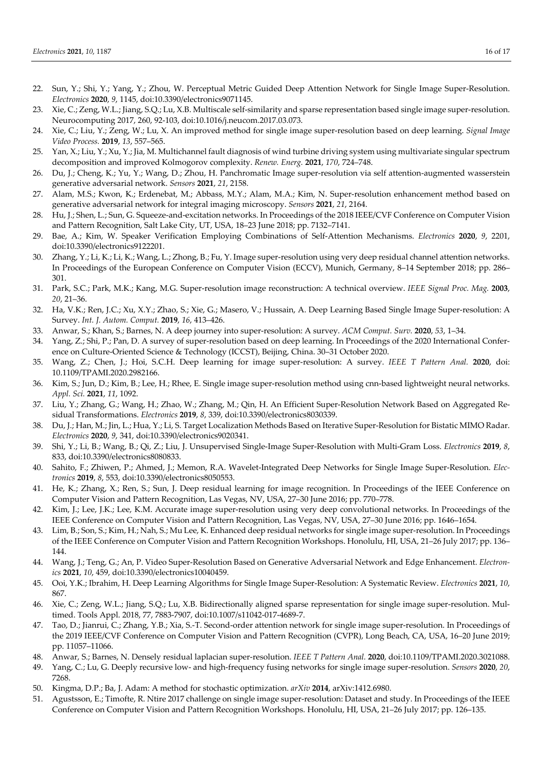22. Sun, Y.; Shi, Y.; Yang, Y.; Zhou, W. Perceptual Metric Guided Deep Attention Network for Single Image Super-Resolution. *Electronics* **2020**, *9*, 1145, doi:10.3390/electronics9071145.
23. Xie, C.; Zeng, W.L.; Jiang, S.Q.; Lu, X.B. Multiscale self-similarity and sparse representation based single image super-resolution. Neurocomputing 2017, 260, 92-103, doi:10.1016/j.neucom.2017.03.073.
24. Xie, C.; Liu, Y.; Zeng, W.; Lu, X. An improved method for single image super-resolution based on deep learning. *Signal Image Video Process.* **2019**, *13*, 557–565.
25. Yan, X.; Liu, Y.; Xu, Y.; Jia, M. Multichannel fault diagnosis of wind turbine driving system using multivariate singular spectrum decomposition and improved Kolmogorov complexity. *Renew. Energ.* **2021**, *170*, 724–748.
26. Du, J.; Cheng, K.; Yu, Y.; Wang, D.; Zhou, H. Panchromatic Image super-resolution via self attention-augmented wasserstein generative adversarial network. *Sensors* **2021**, *21*, 2158.
27. Alam, M.S.; Kwon, K.; Erdenebat, M.; Abbass, M.Y.; Alam, M.A.; Kim, N. Super-resolution enhancement method based on generative adversarial network for integral imaging microscopy. *Sensors* **2021**, *21*, 2164.
28. Hu, J.; Shen, L.; Sun, G. Squeeze-and-excitation networks. In Proceedings of the 2018 IEEE/CVF Conference on Computer Vision and Pattern Recognition, Salt Lake City, UT, USA, 18–23 June 2018; pp. 7132–7141.
29. Bae, A.; Kim, W. Speaker Verification Employing Combinations of Self-Attention Mechanisms. *Electronics* **2020**, *9*, 2201, doi:10.3390/electronics9122201.
30. Zhang, Y.; Li, K.; Li, K.; Wang, L.; Zhong, B.; Fu, Y. Image super-resolution using very deep residual channel attention networks. In Proceedings of the European Conference on Computer Vision (ECCV), Munich, Germany, 8–14 September 2018; pp. 286–301.
31. Park, S.C.; Park, M.K.; Kang, M.G. Super-resolution image reconstruction: A technical overview. *IEEE Signal Proc. Mag.* **2003**, *20*, 21–36.
32. Ha, V.K.; Ren, J.C.; Xu, X.Y.; Zhao, S.; Xie, G.; Masero, V.; Hussain, A. Deep Learning Based Single Image Super-resolution: A Survey. *Int. J. Autom. Comput.* **2019**, *16*, 413–426.
33. Anwar, S.; Khan, S.; Barnes, N. A deep journey into super-resolution: A survey. *ACM Comput. Surv.* **2020**, *53*, 1–34.
34. Yang, Z.; Shi, P.; Pan, D. A survey of super-resolution based on deep learning. In Proceedings of the 2020 International Conference on Culture-Oriented Science & Technology (ICCST), Beijing, China. 30–31 October 2020.
35. Wang, Z.; Chen, J.; Hoi, S.C.H. Deep learning for image super-resolution: A survey. *IEEE T Pattern Anal.* **2020**, doi: 10.1109/TPAMI.2020.2982166.
36. Kim, S.; Jun, D.; Kim, B.; Lee, H.; Rhee, E. Single image super-resolution method using cnn-based lightweight neural networks. *Appl. Sci.* **2021**, *11*, 1092.
37. Liu, Y.; Zhang, G.; Wang, H.; Zhao, W.; Zhang, M.; Qin, H. An Efficient Super-Resolution Network Based on Aggregated Residual Transformations. *Electronics* **2019**, *8*, 339, doi:10.3390/electronics8030339.
38. Du, J.; Han, M.; Jin, L.; Hua, Y.; Li, S. Target Localization Methods Based on Iterative Super-Resolution for Bistatic MIMO Radar. *Electronics* **2020**, *9*, 341, doi:10.3390/electronics9020341.
39. Shi, Y.; Li, B.; Wang, B.; Qi, Z.; Liu, J. Unsupervised Single-Image Super-Resolution with Multi-Gram Loss. *Electronics* **2019**, *8*, 833, doi:10.3390/electronics8080833.
40. Sahito, F.; Zhiwen, P.; Ahmed, J.; Memon, R.A. Wavelet-Integrated Deep Networks for Single Image Super-Resolution. *Electronics* **2019**, *8*, 553, doi:10.3390/electronics8050553.
41. He, K.; Zhang, X.; Ren, S.; Sun, J. Deep residual learning for image recognition. In Proceedings of the IEEE Conference on Computer Vision and Pattern Recognition, Las Vegas, NV, USA, 27–30 June 2016; pp. 770–778.
42. Kim, J.; Lee, J.K.; Lee, K.M. Accurate image super-resolution using very deep convolutional networks. In Proceedings of the IEEE Conference on Computer Vision and Pattern Recognition, Las Vegas, NV, USA, 27–30 June 2016; pp. 1646–1654.
43. Lim, B.; Son, S.; Kim, H.; Nah, S.; Mu Lee, K. Enhanced deep residual networks for single image super-resolution. In Proceedings of the IEEE Conference on Computer Vision and Pattern Recognition Workshops. Honolulu, HI, USA, 21–26 July 2017; pp. 136–144.
44. Wang, J.; Teng, G.; An, P. Video Super-Resolution Based on Generative Adversarial Network and Edge Enhancement. *Electronics* **2021**, *10*, 459, doi:10.3390/electronics10040459.
45. Ooi, Y.K.; Ibrahim, H. Deep Learning Algorithms for Single Image Super-Resolution: A Systematic Review. *Electronics* **2021**, *10*, 867.
46. Xie, C.; Zeng, W.L.; Jiang, S.Q.; Lu, X.B. Bidirectionally aligned sparse representation for single image super-resolution. Multimed. Tools Appl. 2018, 77, 7883-7907, doi:10.1007/s11042-017-4689-7.
47. Tao, D.; Jianrui, C.; Zhang, Y.B.; Xia, S.-T. Second-order attention network for single image super-resolution. In Proceedings of the 2019 IEEE/CVF Conference on Computer Vision and Pattern Recognition (CVPR), Long Beach, CA, USA, 16–20 June 2019; pp. 11057–11066.
48. Anwar, S.; Barnes, N. Densely residual laplacian super-resolution. *IEEE T Pattern Anal.* **2020**, doi:10.1109/TPAMI.2020.3021088.
49. Yang, C.; Lu, G. Deeply recursive low- and high-frequency fusing networks for single image super-resolution. *Sensors* **2020**, *20*, 7268.
50. Kingma, D.P.; Ba, J. Adam: A method for stochastic optimization. *arXiv* **2014**, arXiv:1412.6980.
51. Agustsson, E.; Timofte, R. Ntire 2017 challenge on single image super-resolution: Dataset and study. In Proceedings of the IEEE Conference on Computer Vision and Pattern Recognition Workshops. Honolulu, HI, USA, 21–26 July 2017; pp. 126–135.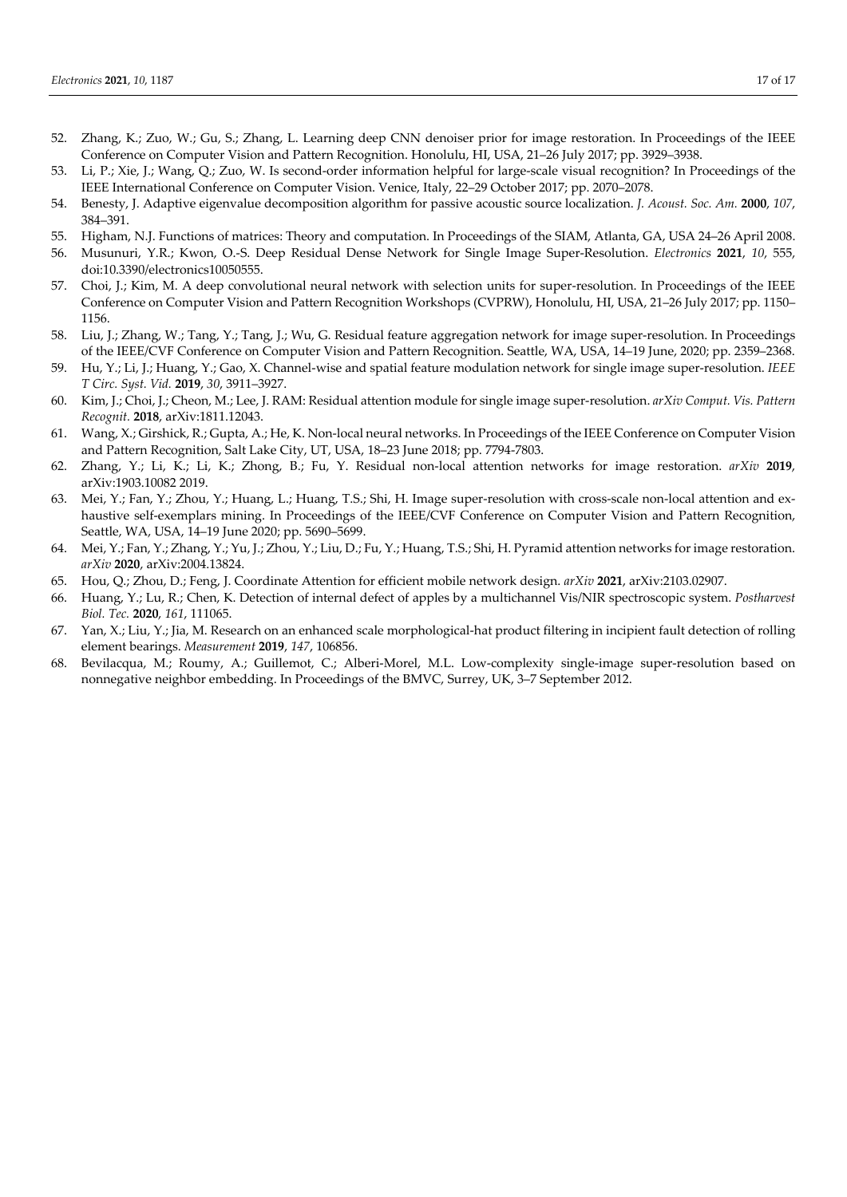52. Zhang, K.; Zuo, W.; Gu, S.; Zhang, L. Learning deep CNN denoiser prior for image restoration. In Proceedings of the IEEE Conference on Computer Vision and Pattern Recognition. Honolulu, HI, USA, 21–26 July 2017; pp. 3929–3938.
53. Li, P.; Xie, J.; Wang, Q.; Zuo, W. Is second-order information helpful for large-scale visual recognition? In Proceedings of the IEEE International Conference on Computer Vision. Venice, Italy, 22–29 October 2017; pp. 2070–2078.
54. Benesty, J. Adaptive eigenvalue decomposition algorithm for passive acoustic source localization. *J. Acoust. Soc. Am.* **2000**, *107*, 384–391.
55. Higham, N.J. Functions of matrices: Theory and computation. In Proceedings of the SIAM, Atlanta, GA, USA 24–26 April 2008.
56. Musunuri, Y.R.; Kwon, O.-S. Deep Residual Dense Network for Single Image Super-Resolution. *Electronics* **2021**, *10*, 555, doi:10.3390/electronics10050555.
57. Choi, J.; Kim, M. A deep convolutional neural network with selection units for super-resolution. In Proceedings of the IEEE Conference on Computer Vision and Pattern Recognition Workshops (CVPRW), Honolulu, HI, USA, 21–26 July 2017; pp. 1150–1156.
58. Liu, J.; Zhang, W.; Tang, Y.; Tang, J.; Wu, G. Residual feature aggregation network for image super-resolution. In Proceedings of the IEEE/CVF Conference on Computer Vision and Pattern Recognition. Seattle, WA, USA, 14–19 June, 2020; pp. 2359–2368.
59. Hu, Y.; Li, J.; Huang, Y.; Gao, X. Channel-wise and spatial feature modulation network for single image super-resolution. *IEEE T Circ. Syst. Vid.* **2019**, *30*, 3911–3927.
60. Kim, J.; Choi, J.; Cheon, M.; Lee, J. RAM: Residual attention module for single image super-resolution. *arXiv Comput. Vis. Pattern Recognit.* **2018**, arXiv:1811.12043.
61. Wang, X.; Girshick, R.; Gupta, A.; He, K. Non-local neural networks. In Proceedings of the IEEE Conference on Computer Vision and Pattern Recognition, Salt Lake City, UT, USA, 18–23 June 2018; pp. 7794-7803.
62. Zhang, Y.; Li, K.; Li, K.; Zhong, B.; Fu, Y. Residual non-local attention networks for image restoration. *arXiv* **2019**, arXiv:1903.10082 2019.
63. Mei, Y.; Fan, Y.; Zhou, Y.; Huang, L.; Huang, T.S.; Shi, H. Image super-resolution with cross-scale non-local attention and exhaustive self-exemplars mining. In Proceedings of the IEEE/CVF Conference on Computer Vision and Pattern Recognition, Seattle, WA, USA, 14–19 June 2020; pp. 5690–5699.
64. Mei, Y.; Fan, Y.; Zhang, Y.; Yu, J.; Zhou, Y.; Liu, D.; Fu, Y.; Huang, T.S.; Shi, H. Pyramid attention networks for image restoration. *arXiv* **2020**, arXiv:2004.13824.
65. Hou, Q.; Zhou, D.; Feng, J. Coordinate Attention for efficient mobile network design. *arXiv* **2021**, arXiv:2103.02907.
66. Huang, Y.; Lu, R.; Chen, K. Detection of internal defect of apples by a multichannel Vis/NIR spectroscopic system. *Postharvest Biol. Tec.* **2020**, *161*, 111065.
67. Yan, X.; Liu, Y.; Jia, M. Research on an enhanced scale morphological-hat product filtering in incipient fault detection of rolling element bearings. *Measurement* **2019**, *147*, 106856.
68. Bevilacqua, M.; Roumy, A.; Guillemot, C.; Alberi-Morel, M.L. Low-complexity single-image super-resolution based on nonnegative neighbor embedding. In Proceedings of the BMVC, Surrey, UK, 3–7 September 2012.